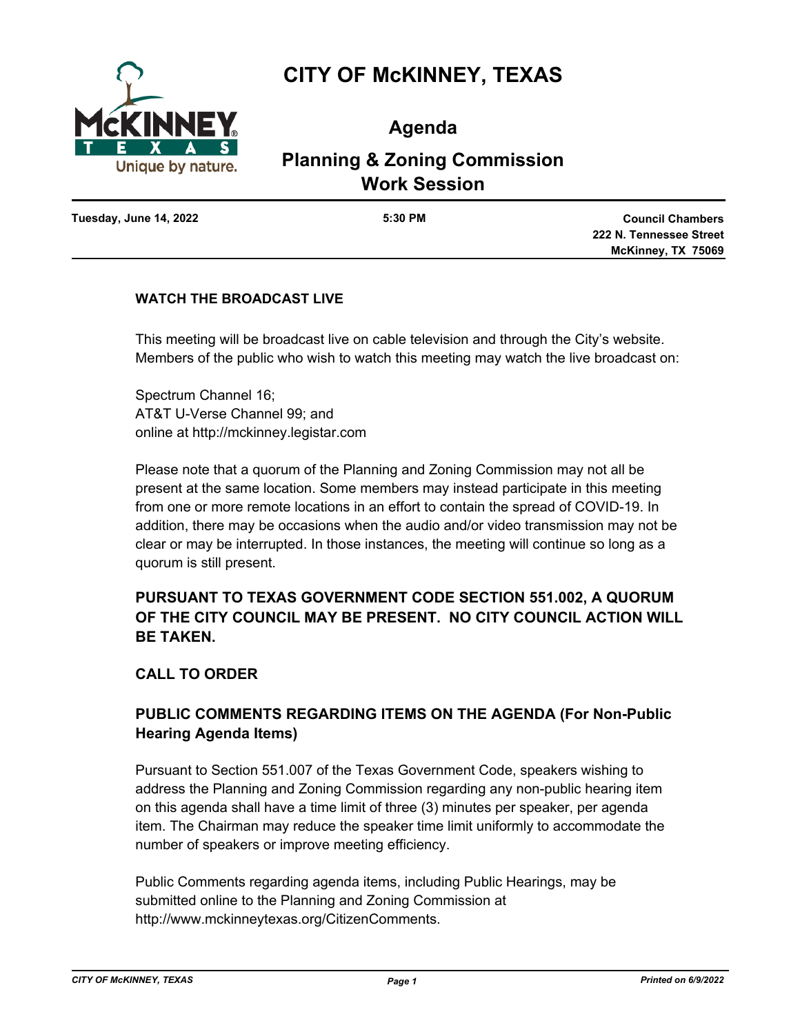# CITY OF McKINNEY, TEXAS

## Agenda

## Planning & Zoning Commission Work Session

**Tuesday, June 14, 2022** | **5:30 PM** | **Council Chambers, 222 N. Tennessee Street, McKinney, TX 75069**

### WATCH THE BROADCAST LIVE

This meeting will be broadcast live on cable television and through the City's website. Members of the public who wish to watch this meeting may watch the live broadcast on:

Spectrum Channel 16;
AT&T U-Verse Channel 99; and
online at http://mckinney.legistar.com

Please note that a quorum of the Planning and Zoning Commission may not all be present at the same location. Some members may instead participate in this meeting from one or more remote locations in an effort to contain the spread of COVID-19. In addition, there may be occasions when the audio and/or video transmission may not be clear or may be interrupted. In those instances, the meeting will continue so long as a quorum is still present.

### PURSUANT TO TEXAS GOVERNMENT CODE SECTION 551.002, A QUORUM OF THE CITY COUNCIL MAY BE PRESENT. NO CITY COUNCIL ACTION WILL BE TAKEN.

### CALL TO ORDER

### PUBLIC COMMENTS REGARDING ITEMS ON THE AGENDA (For Non-Public Hearing Agenda Items)

Pursuant to Section 551.007 of the Texas Government Code, speakers wishing to address the Planning and Zoning Commission regarding any non-public hearing item on this agenda shall have a time limit of three (3) minutes per speaker, per agenda item. The Chairman may reduce the speaker time limit uniformly to accommodate the number of speakers or improve meeting efficiency.

Public Comments regarding agenda items, including Public Hearings, may be submitted online to the Planning and Zoning Commission at http://www.mckinneytexas.org/CitizenComments.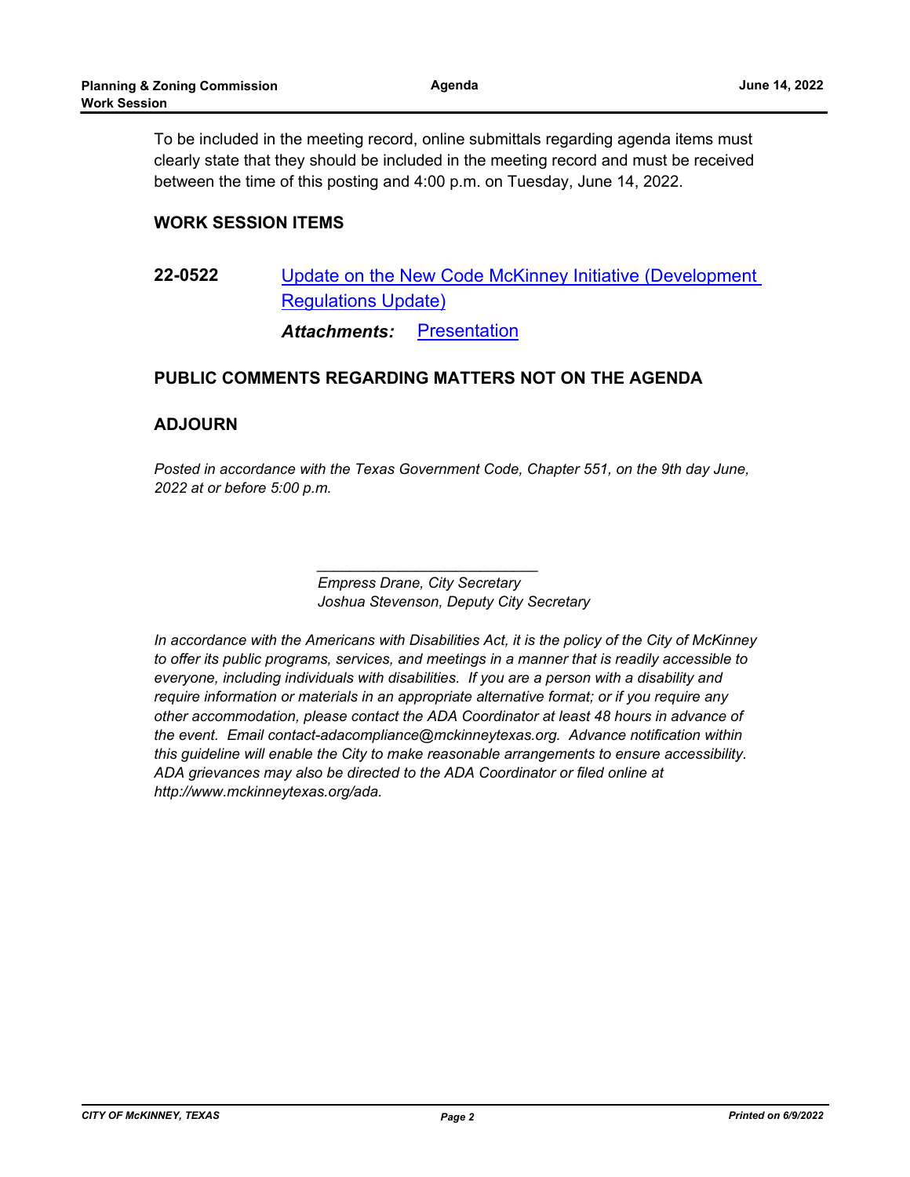To be included in the meeting record, online submittals regarding agenda items must clearly state that they should be included in the meeting record and must be received between the time of this posting and 4:00 p.m. on Tuesday, June 14, 2022.

## WORK SESSION ITEMS

**22-0522** Update on the New Code McKinney Initiative (Development Regulations Update)

***Attachments:*** Presentation

## PUBLIC COMMENTS REGARDING MATTERS NOT ON THE AGENDA

## ADJOURN

*Posted in accordance with the Texas Government Code, Chapter 551, on the 9th day June, 2022 at or before 5:00 p.m.*

___________________________

*Empress Drane, City Secretary*
*Joshua Stevenson, Deputy City Secretary*

*In accordance with the Americans with Disabilities Act, it is the policy of the City of McKinney to offer its public programs, services, and meetings in a manner that is readily accessible to everyone, including individuals with disabilities. If you are a person with a disability and require information or materials in an appropriate alternative format; or if you require any other accommodation, please contact the ADA Coordinator at least 48 hours in advance of the event. Email contact-adacompliance@mckinneytexas.org. Advance notification within this guideline will enable the City to make reasonable arrangements to ensure accessibility. ADA grievances may also be directed to the ADA Coordinator or filed online at http://www.mckinneytexas.org/ada.*